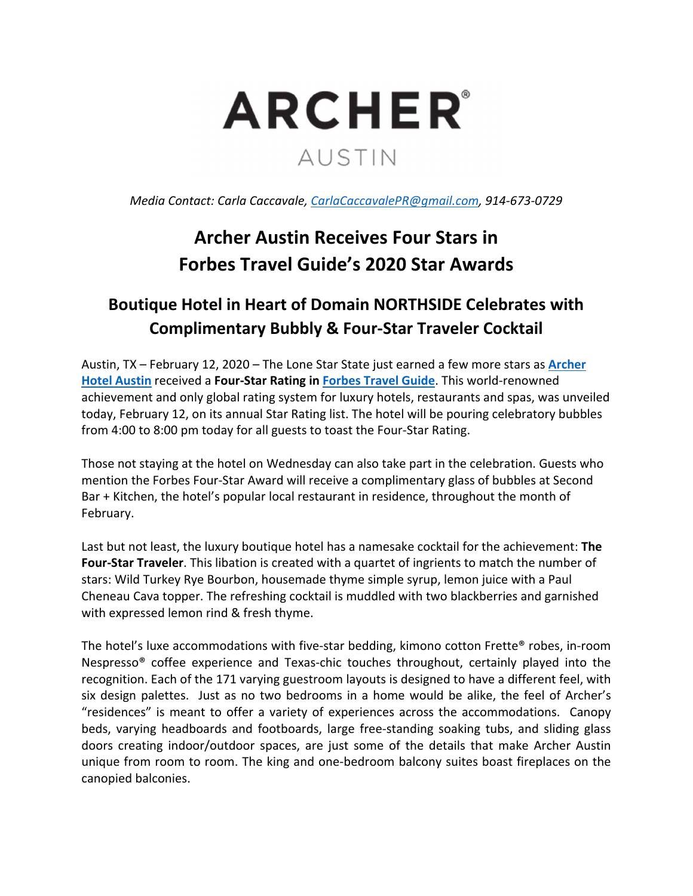# ARCHER®

AUSTIN

*Media Contact: Carla Caccavale, [CarlaCaccavalePR@gmail.com](mailto:CarlaCaccavalePR@gmail.com), 914-673-0729*

## Archer Austin Receives Four Stars in Forbes Travel Guide's 2020 Star Awards

### Boutique Hotel in Heart of Domain NORTHSIDE Celebrates with Complimentary Bubbly & Four-Star Traveler Cocktail

Austin, TX – February 12, 2020 – The Lone Star State just earned a few more stars as **Archer Hotel Austin** received a **Four-Star Rating in Forbes Travel Guide**. This world-renowned achievement and only global rating system for luxury hotels, restaurants and spas, was unveiled today, February 12, on its annual Star Rating list. The hotel will be pouring celebratory bubbles from 4:00 to 8:00 pm today for all guests to toast the Four-Star Rating.

Those not staying at the hotel on Wednesday can also take part in the celebration. Guests who mention the Forbes Four-Star Award will receive a complimentary glass of bubbles at Second Bar + Kitchen, the hotel's popular local restaurant in residence, throughout the month of February.

Last but not least, the luxury boutique hotel has a namesake cocktail for the achievement: **The Four-Star Traveler**. This libation is created with a quartet of ingrients to match the number of stars: Wild Turkey Rye Bourbon, housemade thyme simple syrup, lemon juice with a Paul Cheneau Cava topper. The refreshing cocktail is muddled with two blackberries and garnished with expressed lemon rind & fresh thyme.

The hotel's luxe accommodations with five-star bedding, kimono cotton Frette® robes, in-room Nespresso® coffee experience and Texas-chic touches throughout, certainly played into the recognition. Each of the 171 varying guestroom layouts is designed to have a different feel, with six design palettes. Just as no two bedrooms in a home would be alike, the feel of Archer's "residences" is meant to offer a variety of experiences across the accommodations. Canopy beds, varying headboards and footboards, large free-standing soaking tubs, and sliding glass doors creating indoor/outdoor spaces, are just some of the details that make Archer Austin unique from room to room. The king and one-bedroom balcony suites boast fireplaces on the canopied balconies.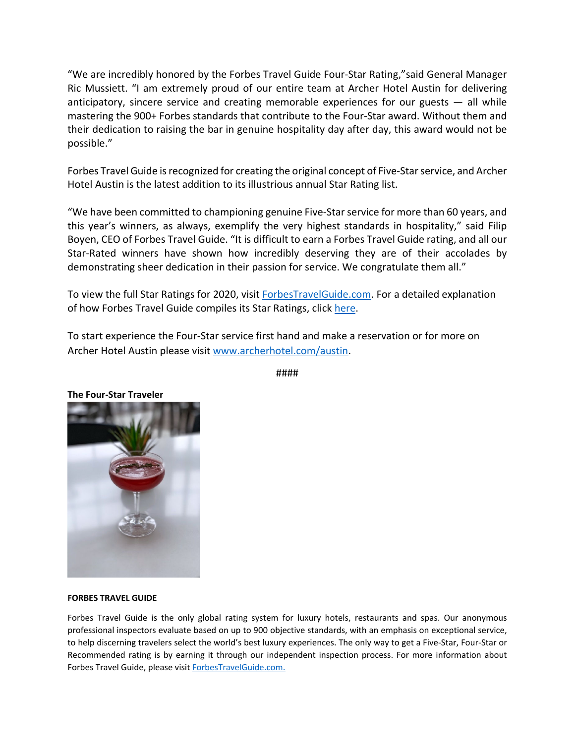"We are incredibly honored by the Forbes Travel Guide Four-Star Rating,"said General Manager Ric Mussiett. "I am extremely proud of our entire team at Archer Hotel Austin for delivering anticipatory, sincere service and creating memorable experiences for our guests — all while mastering the 900+ Forbes standards that contribute to the Four-Star award. Without them and their dedication to raising the bar in genuine hospitality day after day, this award would not be possible."

Forbes Travel Guide is recognized for creating the original concept of Five-Star service, and Archer Hotel Austin is the latest addition to its illustrious annual Star Rating list.

"We have been committed to championing genuine Five-Star service for more than 60 years, and this year's winners, as always, exemplify the very highest standards in hospitality," said Filip Boyen, CEO of Forbes Travel Guide. "It is difficult to earn a Forbes Travel Guide rating, and all our Star-Rated winners have shown how incredibly deserving they are of their accolades by demonstrating sheer dedication in their passion for service. We congratulate them all."

To view the full Star Ratings for 2020, visit ForbesTravelGuide.com. For a detailed explanation of how Forbes Travel Guide compiles its Star Ratings, click here.

To start experience the Four-Star service first hand and make a reservation or for more on Archer Hotel Austin please visit www.archerhotel.com/austin.

####

**The Four-Star Traveler**

**FORBES TRAVEL GUIDE**

Forbes Travel Guide is the only global rating system for luxury hotels, restaurants and spas. Our anonymous professional inspectors evaluate based on up to 900 objective standards, with an emphasis on exceptional service, to help discerning travelers select the world's best luxury experiences. The only way to get a Five-Star, Four-Star or Recommended rating is by earning it through our independent inspection process. For more information about Forbes Travel Guide, please visit ForbesTravelGuide.com.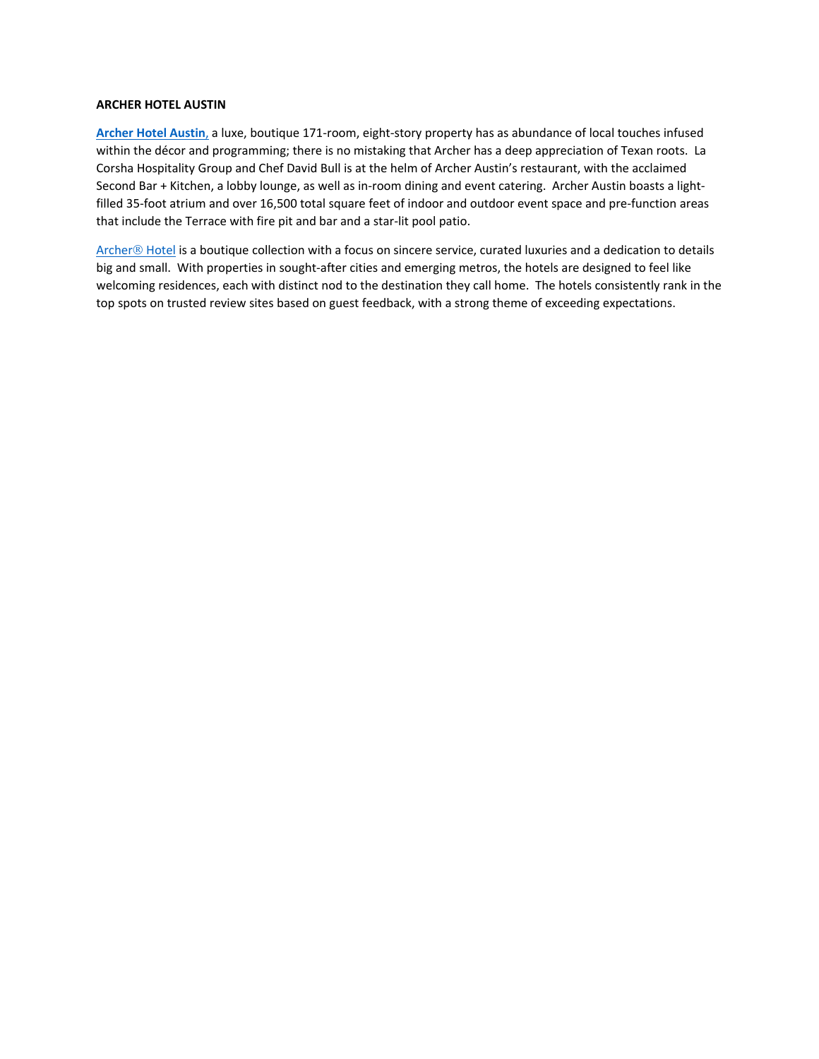**ARCHER HOTEL AUSTIN**

**Archer Hotel Austin**, a luxe, boutique 171-room, eight-story property has as abundance of local touches infused within the décor and programming; there is no mistaking that Archer has a deep appreciation of Texan roots. La Corsha Hospitality Group and Chef David Bull is at the helm of Archer Austin's restaurant, with the acclaimed Second Bar + Kitchen, a lobby lounge, as well as in-room dining and event catering. Archer Austin boasts a light-filled 35-foot atrium and over 16,500 total square feet of indoor and outdoor event space and pre-function areas that include the Terrace with fire pit and bar and a star-lit pool patio.

Archer® Hotel is a boutique collection with a focus on sincere service, curated luxuries and a dedication to details big and small. With properties in sought-after cities and emerging metros, the hotels are designed to feel like welcoming residences, each with distinct nod to the destination they call home. The hotels consistently rank in the top spots on trusted review sites based on guest feedback, with a strong theme of exceeding expectations.